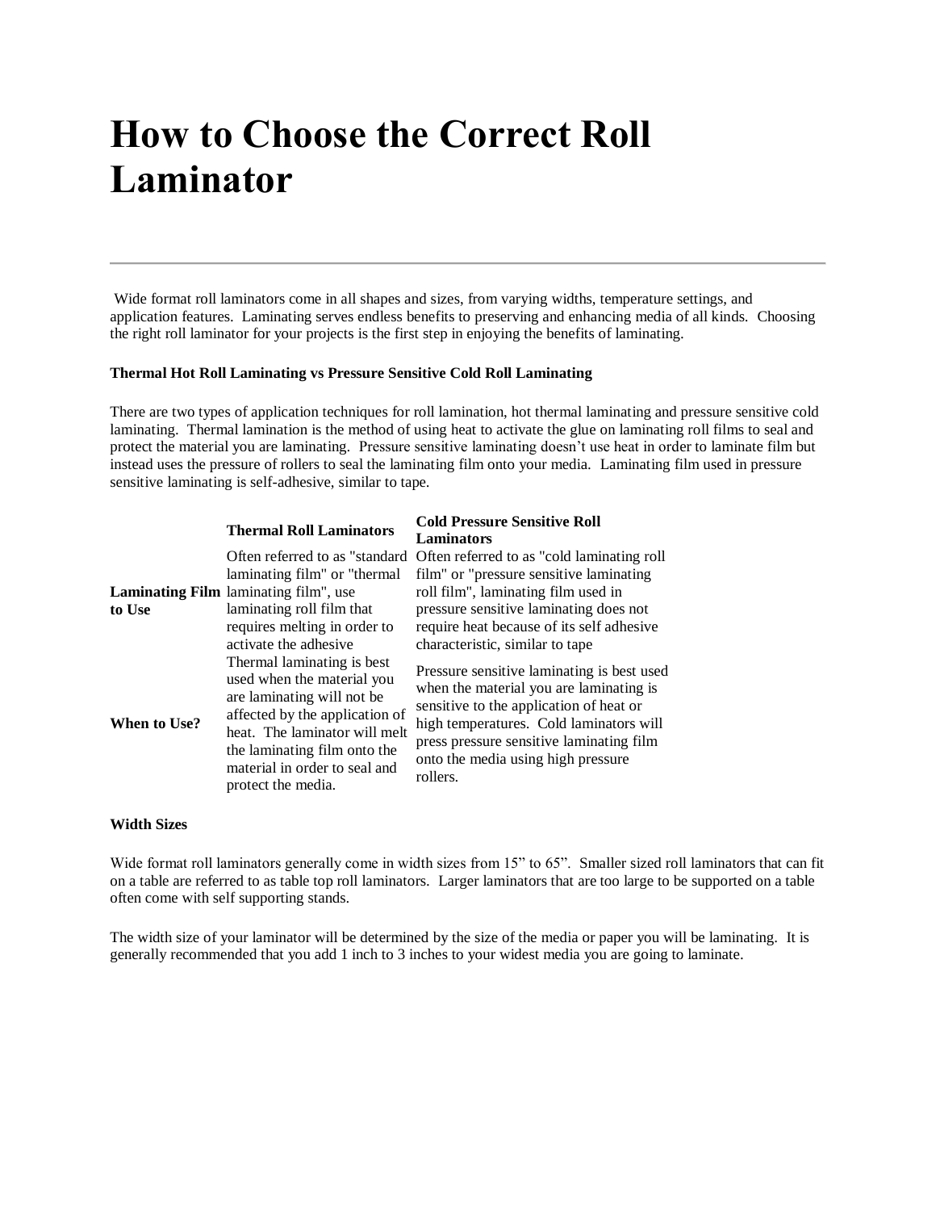# How to Choose the Correct Roll Laminator

---

Wide format roll laminators come in all shapes and sizes, from varying widths, temperature settings, and application features. Laminating serves endless benefits to preserving and enhancing media of all kinds. Choosing the right roll laminator for your projects is the first step in enjoying the benefits of laminating.

**Thermal Hot Roll Laminating vs Pressure Sensitive Cold Roll Laminating**

There are two types of application techniques for roll lamination, hot thermal laminating and pressure sensitive cold laminating. Thermal lamination is the method of using heat to activate the glue on laminating roll films to seal and protect the material you are laminating. Pressure sensitive laminating doesn't use heat in order to laminate film but instead uses the pressure of rollers to seal the laminating film onto your media. Laminating film used in pressure sensitive laminating is self-adhesive, similar to tape.

| | **Thermal Roll Laminators** | **Cold Pressure Sensitive Roll Laminators** |
|---|---|---|
| **Laminating Film to Use** | Often referred to as "standard laminating film" or "thermal laminating film", use laminating roll film that requires melting in order to activate the adhesive | Often referred to as "cold laminating roll film" or "pressure sensitive laminating roll film", laminating film used in pressure sensitive laminating does not require heat because of its self adhesive characteristic, similar to tape |
| **When to Use?** | Thermal laminating is best used when the material you are laminating will not be affected by the application of heat. The laminator will melt the laminating film onto the material in order to seal and protect the media. | Pressure sensitive laminating is best used when the material you are laminating is sensitive to the application of heat or high temperatures. Cold laminators will press pressure sensitive laminating film onto the media using high pressure rollers. |

**Width Sizes**

Wide format roll laminators generally come in width sizes from 15" to 65". Smaller sized roll laminators that can fit on a table are referred to as table top roll laminators. Larger laminators that are too large to be supported on a table often come with self supporting stands.

The width size of your laminator will be determined by the size of the media or paper you will be laminating. It is generally recommended that you add 1 inch to 3 inches to your widest media you are going to laminate.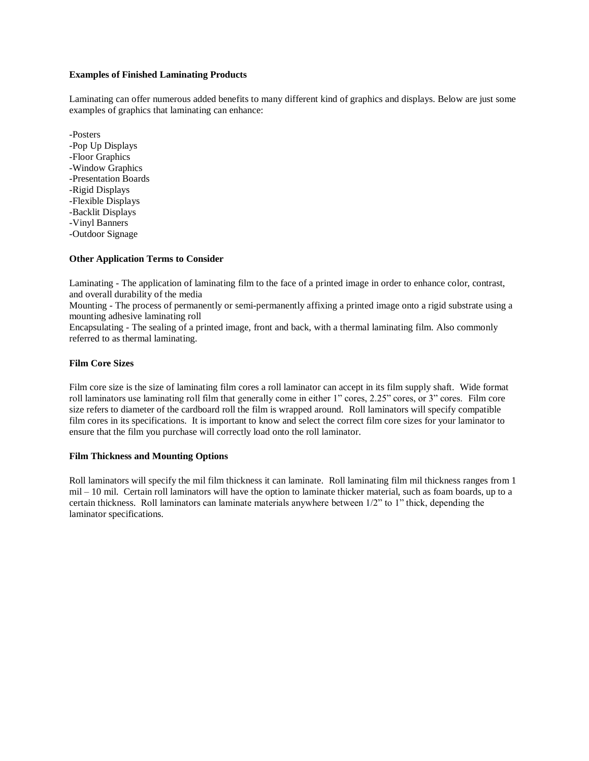**Examples of Finished Laminating Products**

Laminating can offer numerous added benefits to many different kind of graphics and displays. Below are just some examples of graphics that laminating can enhance:

-Posters
-Pop Up Displays
-Floor Graphics
-Window Graphics
-Presentation Boards
-Rigid Displays
-Flexible Displays
-Backlit Displays
-Vinyl Banners
-Outdoor Signage

**Other Application Terms to Consider**

Laminating - The application of laminating film to the face of a printed image in order to enhance color, contrast, and overall durability of the media
Mounting - The process of permanently or semi-permanently affixing a printed image onto a rigid substrate using a mounting adhesive laminating roll
Encapsulating - The sealing of a printed image, front and back, with a thermal laminating film. Also commonly referred to as thermal laminating.

**Film Core Sizes**

Film core size is the size of laminating film cores a roll laminator can accept in its film supply shaft. Wide format roll laminators use laminating roll film that generally come in either 1" cores, 2.25" cores, or 3" cores. Film core size refers to diameter of the cardboard roll the film is wrapped around. Roll laminators will specify compatible film cores in its specifications. It is important to know and select the correct film core sizes for your laminator to ensure that the film you purchase will correctly load onto the roll laminator.

**Film Thickness and Mounting Options**

Roll laminators will specify the mil film thickness it can laminate. Roll laminating film mil thickness ranges from 1 mil – 10 mil. Certain roll laminators will have the option to laminate thicker material, such as foam boards, up to a certain thickness. Roll laminators can laminate materials anywhere between 1/2" to 1" thick, depending the laminator specifications.